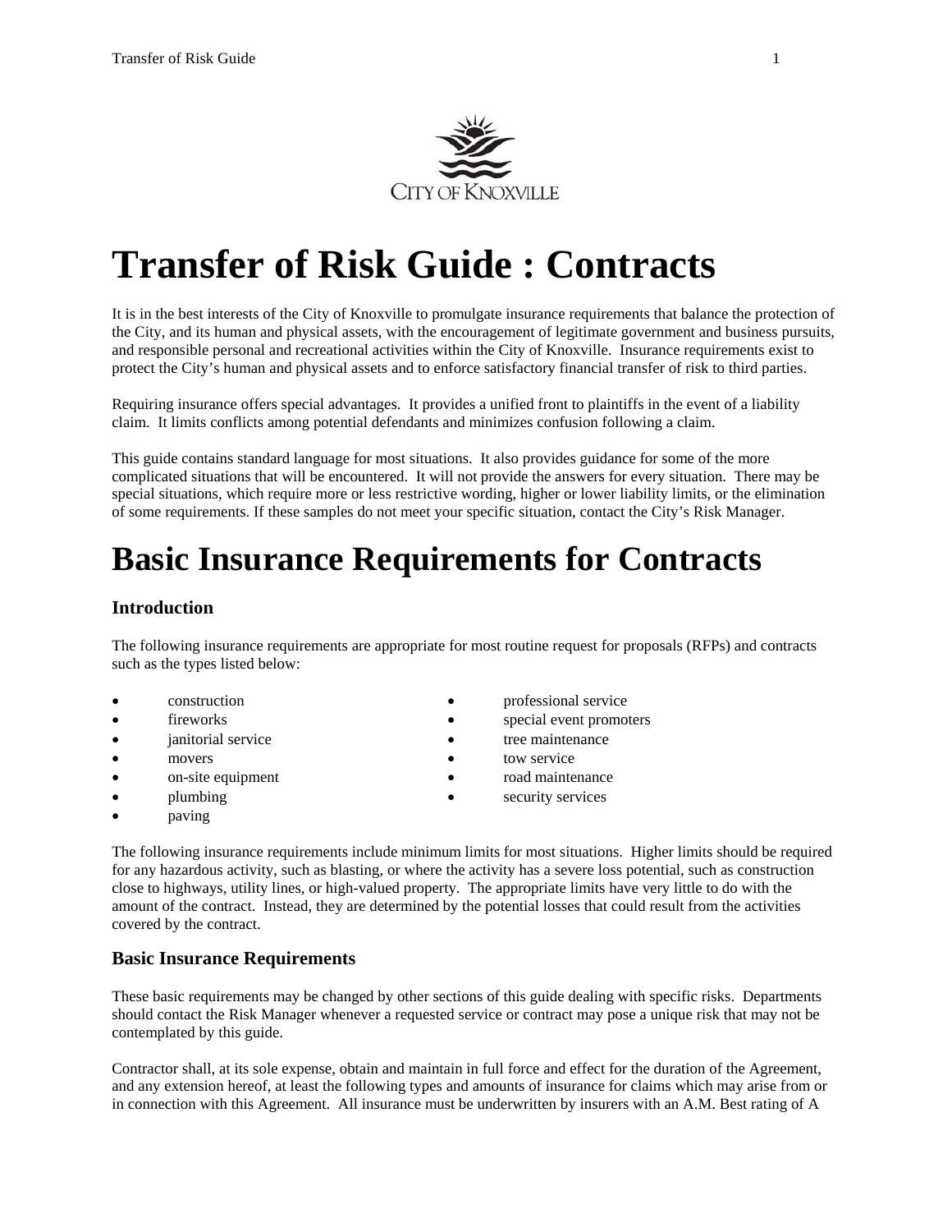CITY OF KNOXVILLE

# Transfer of Risk Guide : Contracts

It is in the best interests of the City of Knoxville to promulgate insurance requirements that balance the protection of the City, and its human and physical assets, with the encouragement of legitimate government and business pursuits, and responsible personal and recreational activities within the City of Knoxville. Insurance requirements exist to protect the City's human and physical assets and to enforce satisfactory financial transfer of risk to third parties.

Requiring insurance offers special advantages. It provides a unified front to plaintiffs in the event of a liability claim. It limits conflicts among potential defendants and minimizes confusion following a claim.

This guide contains standard language for most situations. It also provides guidance for some of the more complicated situations that will be encountered. It will not provide the answers for every situation. There may be special situations, which require more or less restrictive wording, higher or lower liability limits, or the elimination of some requirements. If these samples do not meet your specific situation, contact the City's Risk Manager.

# Basic Insurance Requirements for Contracts

### Introduction

The following insurance requirements are appropriate for most routine request for proposals (RFPs) and contracts such as the types listed below:

- construction
- fireworks
- janitorial service
- movers
- on-site equipment
- plumbing
- paving
- professional service
- special event promoters
- tree maintenance
- tow service
- road maintenance
- security services

The following insurance requirements include minimum limits for most situations. Higher limits should be required for any hazardous activity, such as blasting, or where the activity has a severe loss potential, such as construction close to highways, utility lines, or high-valued property. The appropriate limits have very little to do with the amount of the contract. Instead, they are determined by the potential losses that could result from the activities covered by the contract.

### Basic Insurance Requirements

These basic requirements may be changed by other sections of this guide dealing with specific risks. Departments should contact the Risk Manager whenever a requested service or contract may pose a unique risk that may not be contemplated by this guide.

Contractor shall, at its sole expense, obtain and maintain in full force and effect for the duration of the Agreement, and any extension hereof, at least the following types and amounts of insurance for claims which may arise from or in connection with this Agreement. All insurance must be underwritten by insurers with an A.M. Best rating of A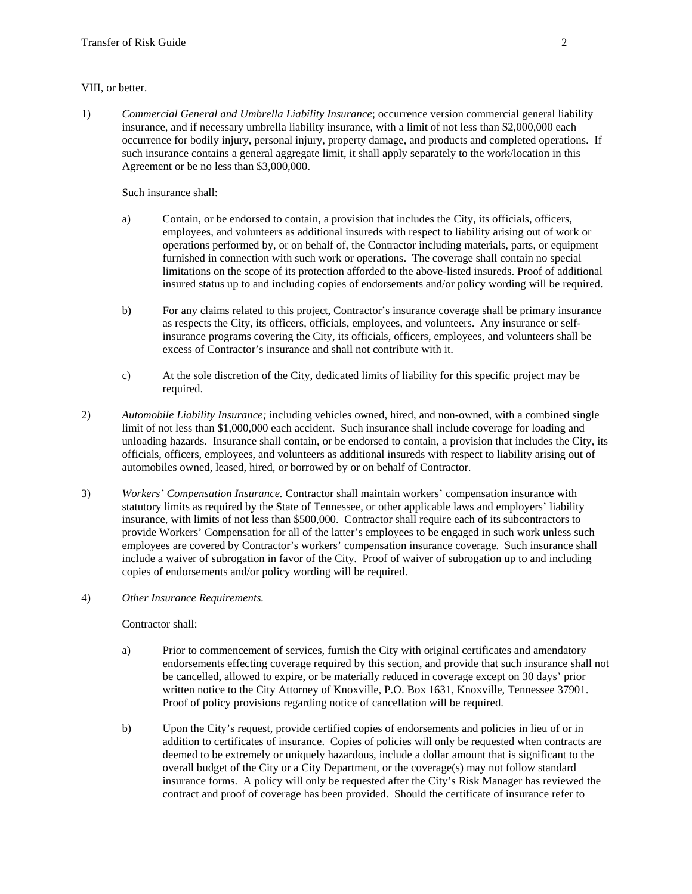VIII, or better.

1) *Commercial General and Umbrella Liability Insurance*; occurrence version commercial general liability insurance, and if necessary umbrella liability insurance, with a limit of not less than $2,000,000 each occurrence for bodily injury, personal injury, property damage, and products and completed operations. If such insurance contains a general aggregate limit, it shall apply separately to the work/location in this Agreement or be no less than $3,000,000.

   Such insurance shall:

   a) Contain, or be endorsed to contain, a provision that includes the City, its officials, officers, employees, and volunteers as additional insureds with respect to liability arising out of work or operations performed by, or on behalf of, the Contractor including materials, parts, or equipment furnished in connection with such work or operations. The coverage shall contain no special limitations on the scope of its protection afforded to the above-listed insureds. Proof of additional insured status up to and including copies of endorsements and/or policy wording will be required.

   b) For any claims related to this project, Contractor's insurance coverage shall be primary insurance as respects the City, its officers, officials, employees, and volunteers. Any insurance or self-insurance programs covering the City, its officials, officers, employees, and volunteers shall be excess of Contractor's insurance and shall not contribute with it.

   c) At the sole discretion of the City, dedicated limits of liability for this specific project may be required.

2) *Automobile Liability Insurance;* including vehicles owned, hired, and non-owned, with a combined single limit of not less than $1,000,000 each accident. Such insurance shall include coverage for loading and unloading hazards. Insurance shall contain, or be endorsed to contain, a provision that includes the City, its officials, officers, employees, and volunteers as additional insureds with respect to liability arising out of automobiles owned, leased, hired, or borrowed by or on behalf of Contractor.

3) *Workers' Compensation Insurance.* Contractor shall maintain workers' compensation insurance with statutory limits as required by the State of Tennessee, or other applicable laws and employers' liability insurance, with limits of not less than $500,000. Contractor shall require each of its subcontractors to provide Workers' Compensation for all of the latter's employees to be engaged in such work unless such employees are covered by Contractor's workers' compensation insurance coverage. Such insurance shall include a waiver of subrogation in favor of the City. Proof of waiver of subrogation up to and including copies of endorsements and/or policy wording will be required.

4) *Other Insurance Requirements.*

   Contractor shall:

   a) Prior to commencement of services, furnish the City with original certificates and amendatory endorsements effecting coverage required by this section, and provide that such insurance shall not be cancelled, allowed to expire, or be materially reduced in coverage except on 30 days' prior written notice to the City Attorney of Knoxville, P.O. Box 1631, Knoxville, Tennessee 37901. Proof of policy provisions regarding notice of cancellation will be required.

   b) Upon the City's request, provide certified copies of endorsements and policies in lieu of or in addition to certificates of insurance. Copies of policies will only be requested when contracts are deemed to be extremely or uniquely hazardous, include a dollar amount that is significant to the overall budget of the City or a City Department, or the coverage(s) may not follow standard insurance forms. A policy will only be requested after the City's Risk Manager has reviewed the contract and proof of coverage has been provided. Should the certificate of insurance refer to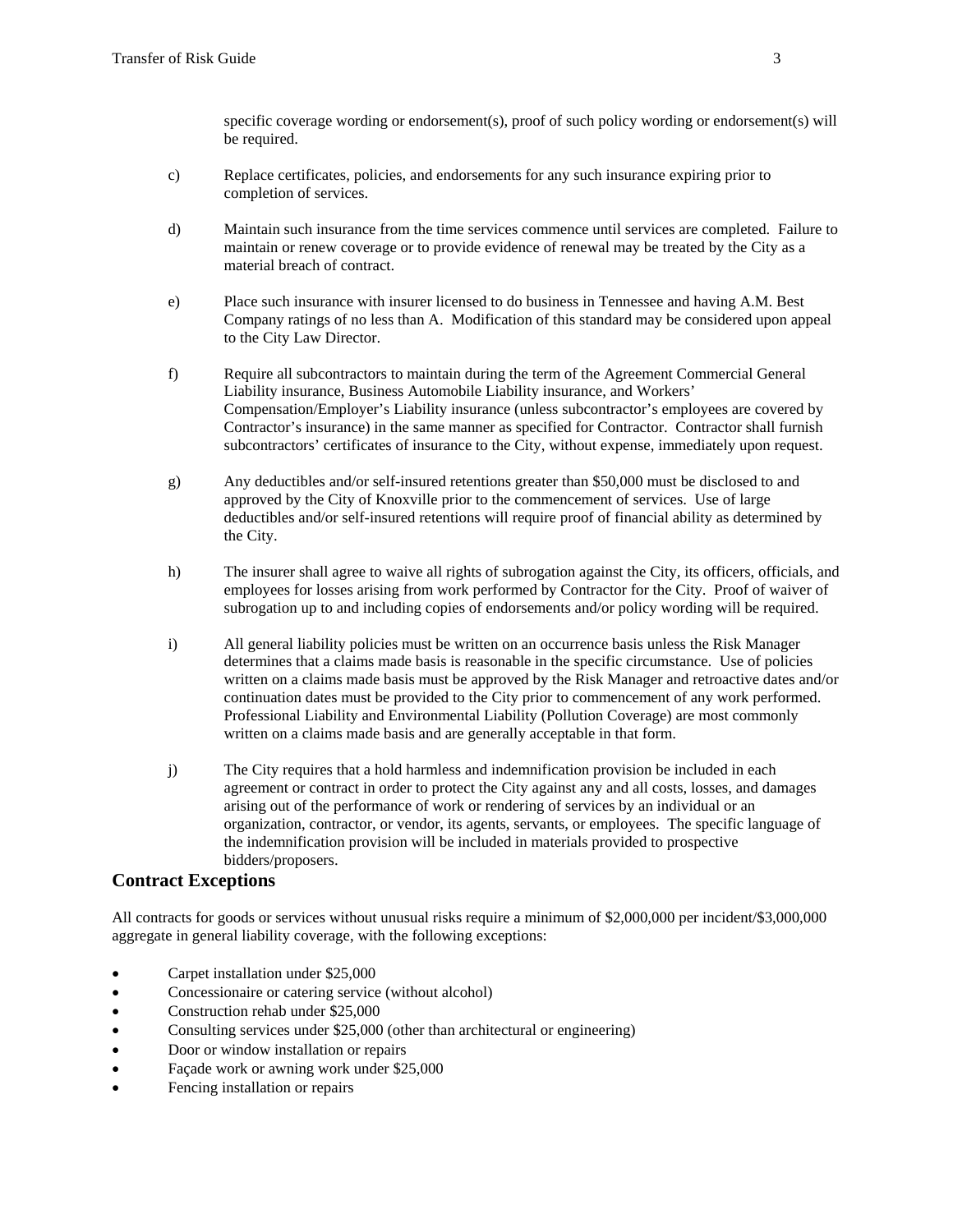specific coverage wording or endorsement(s), proof of such policy wording or endorsement(s) will be required.

c) Replace certificates, policies, and endorsements for any such insurance expiring prior to completion of services.

d) Maintain such insurance from the time services commence until services are completed. Failure to maintain or renew coverage or to provide evidence of renewal may be treated by the City as a material breach of contract.

e) Place such insurance with insurer licensed to do business in Tennessee and having A.M. Best Company ratings of no less than A. Modification of this standard may be considered upon appeal to the City Law Director.

f) Require all subcontractors to maintain during the term of the Agreement Commercial General Liability insurance, Business Automobile Liability insurance, and Workers' Compensation/Employer's Liability insurance (unless subcontractor's employees are covered by Contractor's insurance) in the same manner as specified for Contractor. Contractor shall furnish subcontractors' certificates of insurance to the City, without expense, immediately upon request.

g) Any deductibles and/or self-insured retentions greater than $50,000 must be disclosed to and approved by the City of Knoxville prior to the commencement of services. Use of large deductibles and/or self-insured retentions will require proof of financial ability as determined by the City.

h) The insurer shall agree to waive all rights of subrogation against the City, its officers, officials, and employees for losses arising from work performed by Contractor for the City. Proof of waiver of subrogation up to and including copies of endorsements and/or policy wording will be required.

i) All general liability policies must be written on an occurrence basis unless the Risk Manager determines that a claims made basis is reasonable in the specific circumstance. Use of policies written on a claims made basis must be approved by the Risk Manager and retroactive dates and/or continuation dates must be provided to the City prior to commencement of any work performed. Professional Liability and Environmental Liability (Pollution Coverage) are most commonly written on a claims made basis and are generally acceptable in that form.

j) The City requires that a hold harmless and indemnification provision be included in each agreement or contract in order to protect the City against any and all costs, losses, and damages arising out of the performance of work or rendering of services by an individual or an organization, contractor, or vendor, its agents, servants, or employees. The specific language of the indemnification provision will be included in materials provided to prospective bidders/proposers.

## Contract Exceptions

All contracts for goods or services without unusual risks require a minimum of $2,000,000 per incident/$3,000,000 aggregate in general liability coverage, with the following exceptions:

- Carpet installation under $25,000
- Concessionaire or catering service (without alcohol)
- Construction rehab under $25,000
- Consulting services under $25,000 (other than architectural or engineering)
- Door or window installation or repairs
- Façade work or awning work under $25,000
- Fencing installation or repairs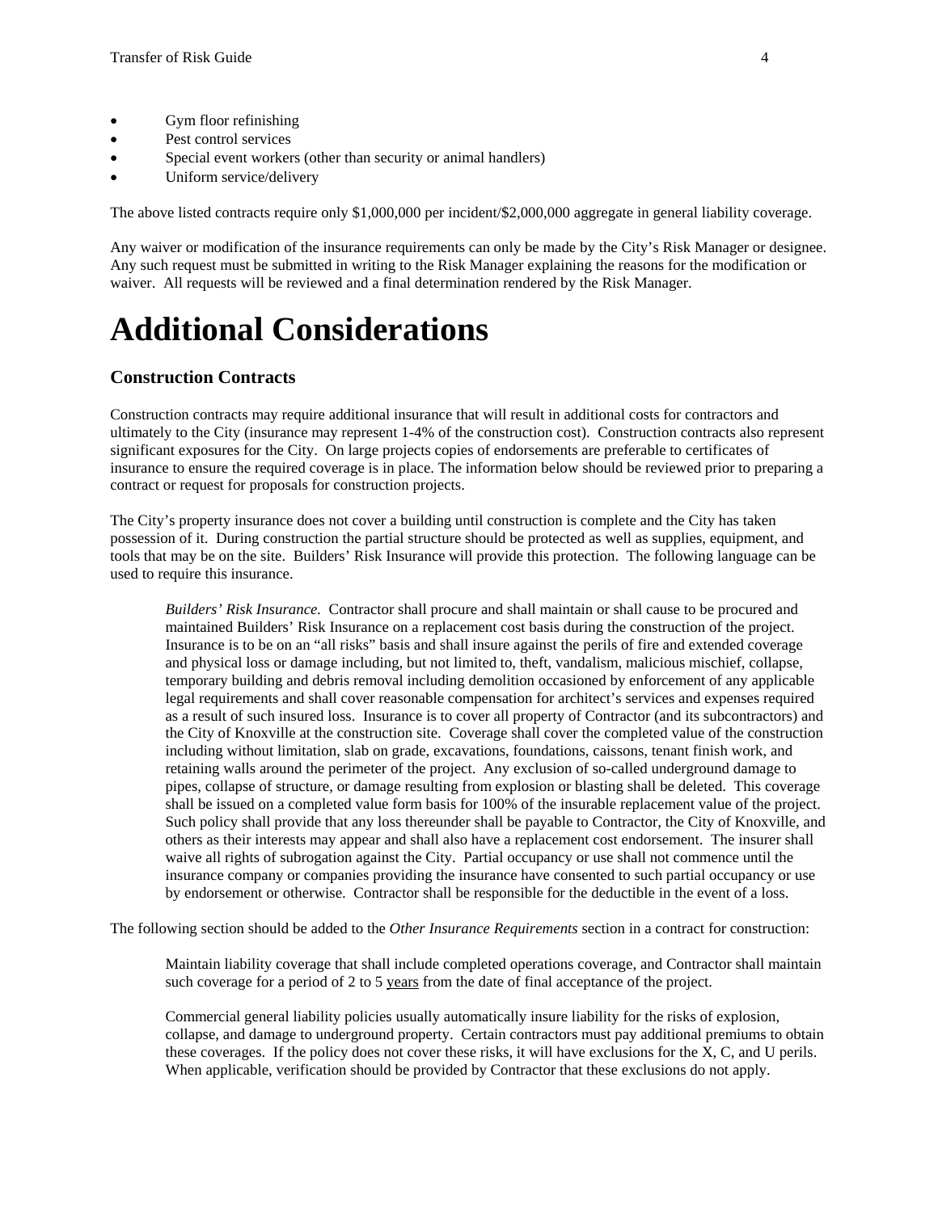- Gym floor refinishing
- Pest control services
- Special event workers (other than security or animal handlers)
- Uniform service/delivery

The above listed contracts require only $1,000,000 per incident/$2,000,000 aggregate in general liability coverage.

Any waiver or modification of the insurance requirements can only be made by the City's Risk Manager or designee. Any such request must be submitted in writing to the Risk Manager explaining the reasons for the modification or waiver. All requests will be reviewed and a final determination rendered by the Risk Manager.

# Additional Considerations

## Construction Contracts

Construction contracts may require additional insurance that will result in additional costs for contractors and ultimately to the City (insurance may represent 1-4% of the construction cost). Construction contracts also represent significant exposures for the City. On large projects copies of endorsements are preferable to certificates of insurance to ensure the required coverage is in place. The information below should be reviewed prior to preparing a contract or request for proposals for construction projects.

The City's property insurance does not cover a building until construction is complete and the City has taken possession of it. During construction the partial structure should be protected as well as supplies, equipment, and tools that may be on the site. Builders' Risk Insurance will provide this protection. The following language can be used to require this insurance.

> *Builders' Risk Insurance.* Contractor shall procure and shall maintain or shall cause to be procured and maintained Builders' Risk Insurance on a replacement cost basis during the construction of the project. Insurance is to be on an "all risks" basis and shall insure against the perils of fire and extended coverage and physical loss or damage including, but not limited to, theft, vandalism, malicious mischief, collapse, temporary building and debris removal including demolition occasioned by enforcement of any applicable legal requirements and shall cover reasonable compensation for architect's services and expenses required as a result of such insured loss. Insurance is to cover all property of Contractor (and its subcontractors) and the City of Knoxville at the construction site. Coverage shall cover the completed value of the construction including without limitation, slab on grade, excavations, foundations, caissons, tenant finish work, and retaining walls around the perimeter of the project. Any exclusion of so-called underground damage to pipes, collapse of structure, or damage resulting from explosion or blasting shall be deleted. This coverage shall be issued on a completed value form basis for 100% of the insurable replacement value of the project. Such policy shall provide that any loss thereunder shall be payable to Contractor, the City of Knoxville, and others as their interests may appear and shall also have a replacement cost endorsement. The insurer shall waive all rights of subrogation against the City. Partial occupancy or use shall not commence until the insurance company or companies providing the insurance have consented to such partial occupancy or use by endorsement or otherwise. Contractor shall be responsible for the deductible in the event of a loss.

The following section should be added to the *Other Insurance Requirements* section in a contract for construction:

> Maintain liability coverage that shall include completed operations coverage, and Contractor shall maintain such coverage for a period of 2 to 5 <u>years</u> from the date of final acceptance of the project.
>
> Commercial general liability policies usually automatically insure liability for the risks of explosion, collapse, and damage to underground property. Certain contractors must pay additional premiums to obtain these coverages. If the policy does not cover these risks, it will have exclusions for the X, C, and U perils. When applicable, verification should be provided by Contractor that these exclusions do not apply.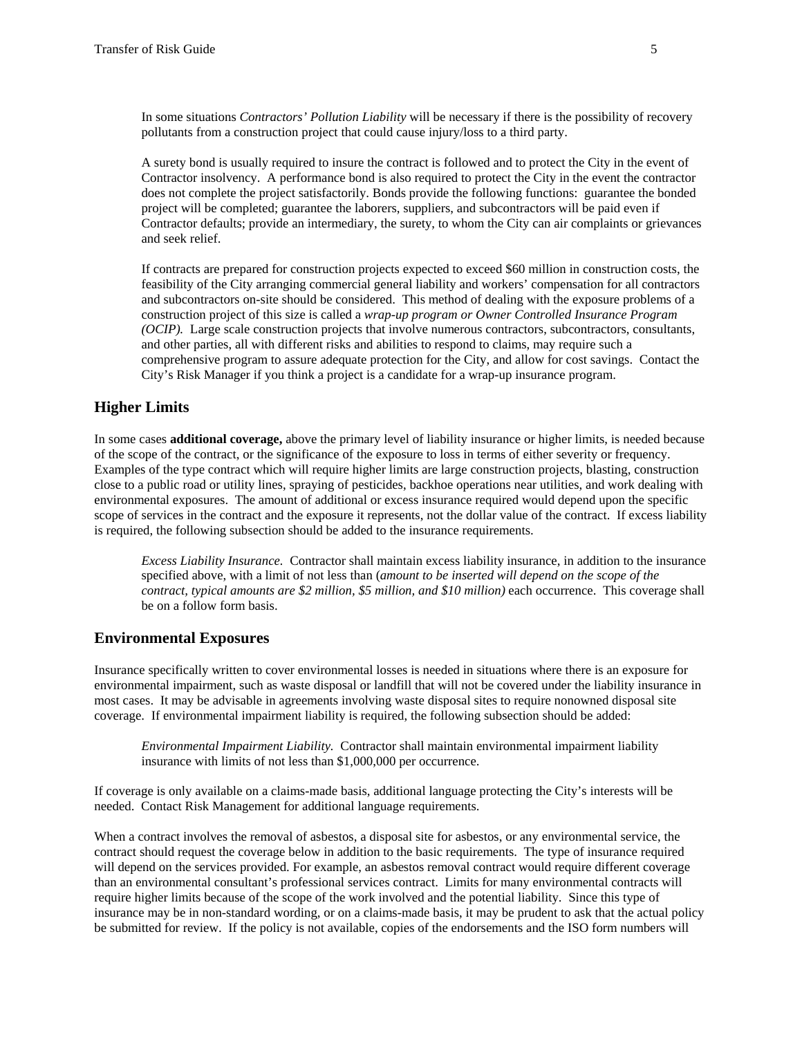In some situations *Contractors' Pollution Liability* will be necessary if there is the possibility of recovery pollutants from a construction project that could cause injury/loss to a third party.

A surety bond is usually required to insure the contract is followed and to protect the City in the event of Contractor insolvency. A performance bond is also required to protect the City in the event the contractor does not complete the project satisfactorily. Bonds provide the following functions: guarantee the bonded project will be completed; guarantee the laborers, suppliers, and subcontractors will be paid even if Contractor defaults; provide an intermediary, the surety, to whom the City can air complaints or grievances and seek relief.

If contracts are prepared for construction projects expected to exceed $60 million in construction costs, the feasibility of the City arranging commercial general liability and workers' compensation for all contractors and subcontractors on-site should be considered. This method of dealing with the exposure problems of a construction project of this size is called a *wrap-up program or Owner Controlled Insurance Program (OCIP).* Large scale construction projects that involve numerous contractors, subcontractors, consultants, and other parties, all with different risks and abilities to respond to claims, may require such a comprehensive program to assure adequate protection for the City, and allow for cost savings. Contact the City's Risk Manager if you think a project is a candidate for a wrap-up insurance program.

## Higher Limits

In some cases **additional coverage,** above the primary level of liability insurance or higher limits, is needed because of the scope of the contract, or the significance of the exposure to loss in terms of either severity or frequency. Examples of the type contract which will require higher limits are large construction projects, blasting, construction close to a public road or utility lines, spraying of pesticides, backhoe operations near utilities, and work dealing with environmental exposures. The amount of additional or excess insurance required would depend upon the specific scope of services in the contract and the exposure it represents, not the dollar value of the contract. If excess liability is required, the following subsection should be added to the insurance requirements.

*Excess Liability Insurance.* Contractor shall maintain excess liability insurance, in addition to the insurance specified above, with a limit of not less than (*amount to be inserted will depend on the scope of the contract, typical amounts are $2 million, $5 million, and $10 million)* each occurrence. This coverage shall be on a follow form basis.

## Environmental Exposures

Insurance specifically written to cover environmental losses is needed in situations where there is an exposure for environmental impairment, such as waste disposal or landfill that will not be covered under the liability insurance in most cases. It may be advisable in agreements involving waste disposal sites to require nonowned disposal site coverage. If environmental impairment liability is required, the following subsection should be added:

*Environmental Impairment Liability.* Contractor shall maintain environmental impairment liability insurance with limits of not less than $1,000,000 per occurrence.

If coverage is only available on a claims-made basis, additional language protecting the City's interests will be needed. Contact Risk Management for additional language requirements.

When a contract involves the removal of asbestos, a disposal site for asbestos, or any environmental service, the contract should request the coverage below in addition to the basic requirements. The type of insurance required will depend on the services provided. For example, an asbestos removal contract would require different coverage than an environmental consultant's professional services contract. Limits for many environmental contracts will require higher limits because of the scope of the work involved and the potential liability. Since this type of insurance may be in non-standard wording, or on a claims-made basis, it may be prudent to ask that the actual policy be submitted for review. If the policy is not available, copies of the endorsements and the ISO form numbers will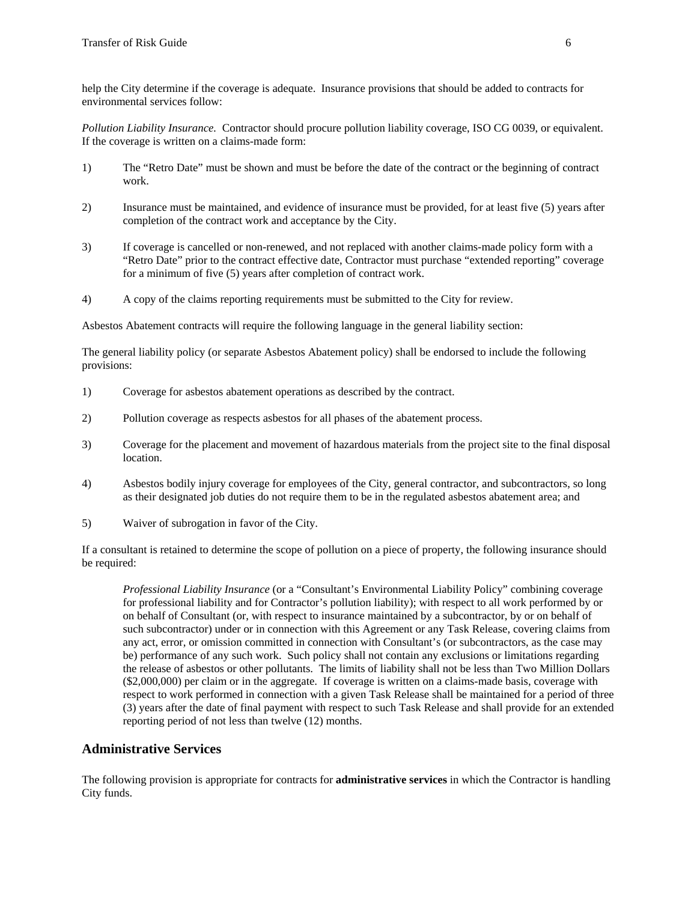help the City determine if the coverage is adequate. Insurance provisions that should be added to contracts for environmental services follow:

*Pollution Liability Insurance.* Contractor should procure pollution liability coverage, ISO CG 0039, or equivalent. If the coverage is written on a claims-made form:

1) The "Retro Date" must be shown and must be before the date of the contract or the beginning of contract work.

2) Insurance must be maintained, and evidence of insurance must be provided, for at least five (5) years after completion of the contract work and acceptance by the City.

3) If coverage is cancelled or non-renewed, and not replaced with another claims-made policy form with a "Retro Date" prior to the contract effective date, Contractor must purchase "extended reporting" coverage for a minimum of five (5) years after completion of contract work.

4) A copy of the claims reporting requirements must be submitted to the City for review.

Asbestos Abatement contracts will require the following language in the general liability section:

The general liability policy (or separate Asbestos Abatement policy) shall be endorsed to include the following provisions:

1) Coverage for asbestos abatement operations as described by the contract.

2) Pollution coverage as respects asbestos for all phases of the abatement process.

3) Coverage for the placement and movement of hazardous materials from the project site to the final disposal location.

4) Asbestos bodily injury coverage for employees of the City, general contractor, and subcontractors, so long as their designated job duties do not require them to be in the regulated asbestos abatement area; and

5) Waiver of subrogation in favor of the City.

If a consultant is retained to determine the scope of pollution on a piece of property, the following insurance should be required:

> *Professional Liability Insurance* (or a "Consultant's Environmental Liability Policy" combining coverage for professional liability and for Contractor's pollution liability); with respect to all work performed by or on behalf of Consultant (or, with respect to insurance maintained by a subcontractor, by or on behalf of such subcontractor) under or in connection with this Agreement or any Task Release, covering claims from any act, error, or omission committed in connection with Consultant's (or subcontractors, as the case may be) performance of any such work. Such policy shall not contain any exclusions or limitations regarding the release of asbestos or other pollutants. The limits of liability shall not be less than Two Million Dollars ($2,000,000) per claim or in the aggregate. If coverage is written on a claims-made basis, coverage with respect to work performed in connection with a given Task Release shall be maintained for a period of three (3) years after the date of final payment with respect to such Task Release and shall provide for an extended reporting period of not less than twelve (12) months.

## Administrative Services

The following provision is appropriate for contracts for **administrative services** in which the Contractor is handling City funds.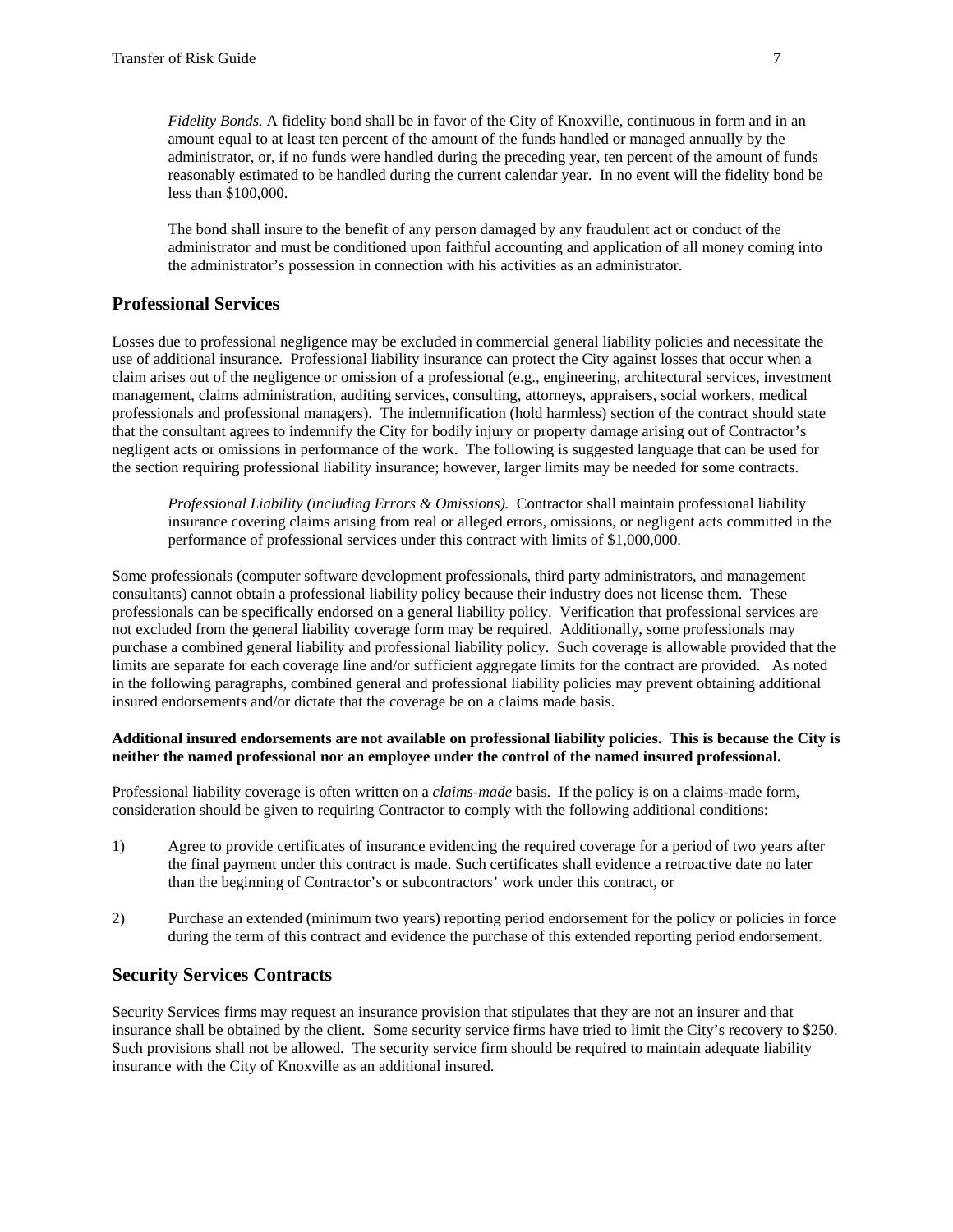*Fidelity Bonds.* A fidelity bond shall be in favor of the City of Knoxville, continuous in form and in an amount equal to at least ten percent of the amount of the funds handled or managed annually by the administrator, or, if no funds were handled during the preceding year, ten percent of the amount of funds reasonably estimated to be handled during the current calendar year. In no event will the fidelity bond be less than $100,000.

The bond shall insure to the benefit of any person damaged by any fraudulent act or conduct of the administrator and must be conditioned upon faithful accounting and application of all money coming into the administrator's possession in connection with his activities as an administrator.

## Professional Services

Losses due to professional negligence may be excluded in commercial general liability policies and necessitate the use of additional insurance. Professional liability insurance can protect the City against losses that occur when a claim arises out of the negligence or omission of a professional (e.g., engineering, architectural services, investment management, claims administration, auditing services, consulting, attorneys, appraisers, social workers, medical professionals and professional managers). The indemnification (hold harmless) section of the contract should state that the consultant agrees to indemnify the City for bodily injury or property damage arising out of Contractor's negligent acts or omissions in performance of the work. The following is suggested language that can be used for the section requiring professional liability insurance; however, larger limits may be needed for some contracts.

*Professional Liability (including Errors & Omissions).* Contractor shall maintain professional liability insurance covering claims arising from real or alleged errors, omissions, or negligent acts committed in the performance of professional services under this contract with limits of $1,000,000.

Some professionals (computer software development professionals, third party administrators, and management consultants) cannot obtain a professional liability policy because their industry does not license them. These professionals can be specifically endorsed on a general liability policy. Verification that professional services are not excluded from the general liability coverage form may be required. Additionally, some professionals may purchase a combined general liability and professional liability policy. Such coverage is allowable provided that the limits are separate for each coverage line and/or sufficient aggregate limits for the contract are provided. As noted in the following paragraphs, combined general and professional liability policies may prevent obtaining additional insured endorsements and/or dictate that the coverage be on a claims made basis.

**Additional insured endorsements are not available on professional liability policies. This is because the City is neither the named professional nor an employee under the control of the named insured professional.**

Professional liability coverage is often written on a *claims-made* basis. If the policy is on a claims-made form, consideration should be given to requiring Contractor to comply with the following additional conditions:

1) Agree to provide certificates of insurance evidencing the required coverage for a period of two years after the final payment under this contract is made. Such certificates shall evidence a retroactive date no later than the beginning of Contractor's or subcontractors' work under this contract, or

2) Purchase an extended (minimum two years) reporting period endorsement for the policy or policies in force during the term of this contract and evidence the purchase of this extended reporting period endorsement.

## Security Services Contracts

Security Services firms may request an insurance provision that stipulates that they are not an insurer and that insurance shall be obtained by the client. Some security service firms have tried to limit the City's recovery to $250. Such provisions shall not be allowed. The security service firm should be required to maintain adequate liability insurance with the City of Knoxville as an additional insured.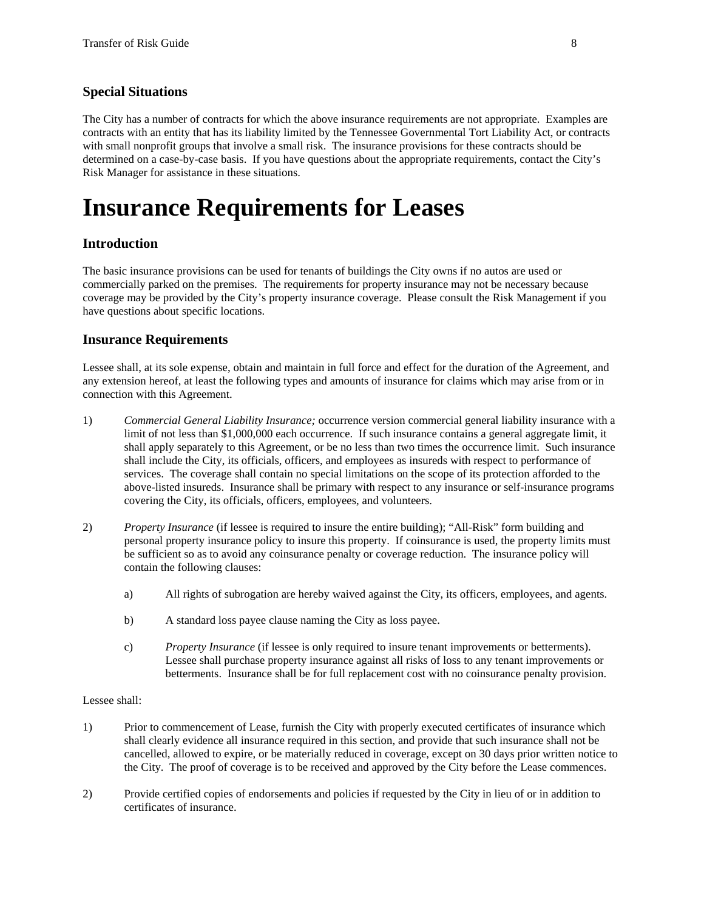### Special Situations

The City has a number of contracts for which the above insurance requirements are not appropriate. Examples are contracts with an entity that has its liability limited by the Tennessee Governmental Tort Liability Act, or contracts with small nonprofit groups that involve a small risk. The insurance provisions for these contracts should be determined on a case-by-case basis. If you have questions about the appropriate requirements, contact the City's Risk Manager for assistance in these situations.

# Insurance Requirements for Leases

### Introduction

The basic insurance provisions can be used for tenants of buildings the City owns if no autos are used or commercially parked on the premises. The requirements for property insurance may not be necessary because coverage may be provided by the City's property insurance coverage. Please consult the Risk Management if you have questions about specific locations.

### Insurance Requirements

Lessee shall, at its sole expense, obtain and maintain in full force and effect for the duration of the Agreement, and any extension hereof, at least the following types and amounts of insurance for claims which may arise from or in connection with this Agreement.

1) *Commercial General Liability Insurance;* occurrence version commercial general liability insurance with a limit of not less than $1,000,000 each occurrence. If such insurance contains a general aggregate limit, it shall apply separately to this Agreement, or be no less than two times the occurrence limit. Such insurance shall include the City, its officials, officers, and employees as insureds with respect to performance of services. The coverage shall contain no special limitations on the scope of its protection afforded to the above-listed insureds. Insurance shall be primary with respect to any insurance or self-insurance programs covering the City, its officials, officers, employees, and volunteers.

2) *Property Insurance* (if lessee is required to insure the entire building); "All-Risk" form building and personal property insurance policy to insure this property. If coinsurance is used, the property limits must be sufficient so as to avoid any coinsurance penalty or coverage reduction. The insurance policy will contain the following clauses:

   a) All rights of subrogation are hereby waived against the City, its officers, employees, and agents.

   b) A standard loss payee clause naming the City as loss payee.

   c) *Property Insurance* (if lessee is only required to insure tenant improvements or betterments). Lessee shall purchase property insurance against all risks of loss to any tenant improvements or betterments. Insurance shall be for full replacement cost with no coinsurance penalty provision.

Lessee shall:

1) Prior to commencement of Lease, furnish the City with properly executed certificates of insurance which shall clearly evidence all insurance required in this section, and provide that such insurance shall not be cancelled, allowed to expire, or be materially reduced in coverage, except on 30 days prior written notice to the City. The proof of coverage is to be received and approved by the City before the Lease commences.

2) Provide certified copies of endorsements and policies if requested by the City in lieu of or in addition to certificates of insurance.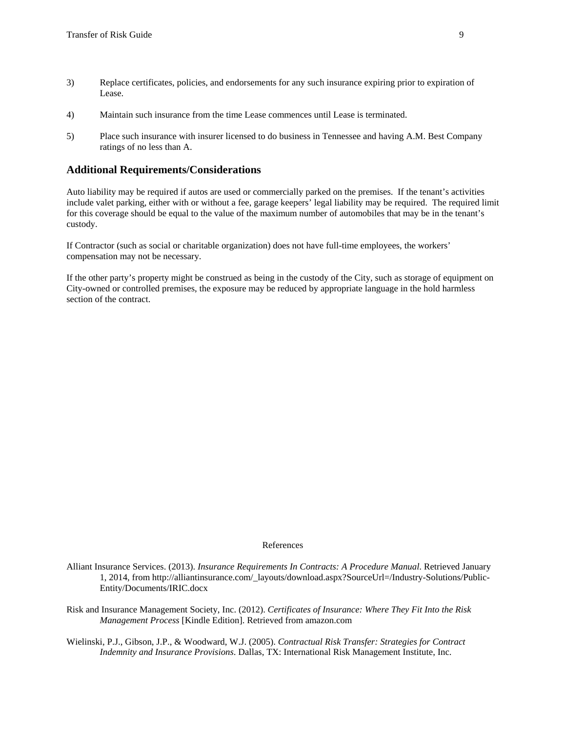3) Replace certificates, policies, and endorsements for any such insurance expiring prior to expiration of Lease.

4) Maintain such insurance from the time Lease commences until Lease is terminated.

5) Place such insurance with insurer licensed to do business in Tennessee and having A.M. Best Company ratings of no less than A.

## Additional Requirements/Considerations

Auto liability may be required if autos are used or commercially parked on the premises. If the tenant's activities include valet parking, either with or without a fee, garage keepers' legal liability may be required. The required limit for this coverage should be equal to the value of the maximum number of automobiles that may be in the tenant's custody.

If Contractor (such as social or charitable organization) does not have full-time employees, the workers' compensation may not be necessary.

If the other party's property might be construed as being in the custody of the City, such as storage of equipment on City-owned or controlled premises, the exposure may be reduced by appropriate language in the hold harmless section of the contract.

References

Alliant Insurance Services. (2013). *Insurance Requirements In Contracts: A Procedure Manual*. Retrieved January 1, 2014, from http://alliantinsurance.com/_layouts/download.aspx?SourceUrl=/Industry-Solutions/Public-Entity/Documents/IRIC.docx

Risk and Insurance Management Society, Inc. (2012). *Certificates of Insurance: Where They Fit Into the Risk Management Process* [Kindle Edition]. Retrieved from amazon.com

Wielinski, P.J., Gibson, J.P., & Woodward, W.J. (2005). *Contractual Risk Transfer: Strategies for Contract Indemnity and Insurance Provisions*. Dallas, TX: International Risk Management Institute, Inc.